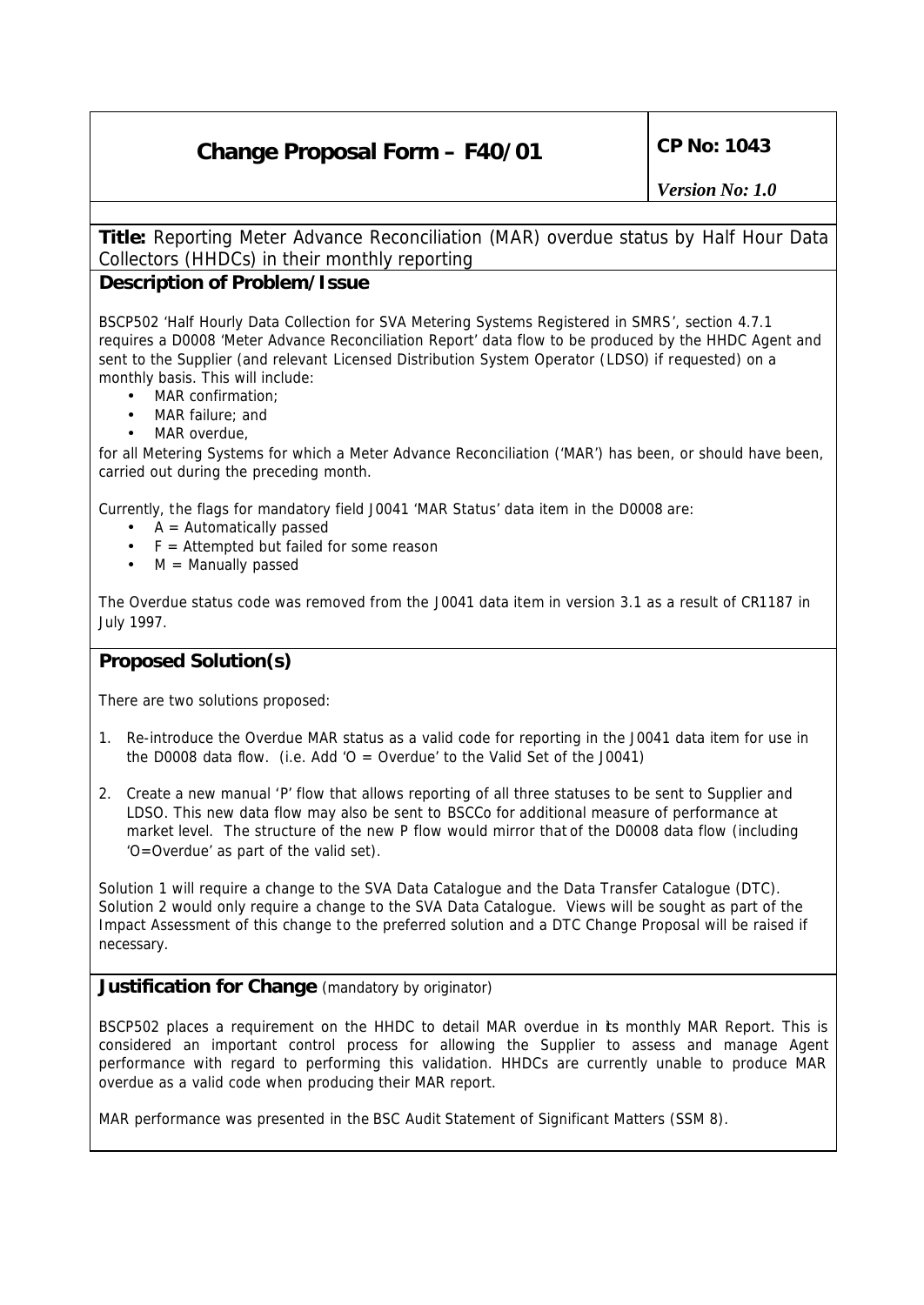# Change Proposal Form – F40/01

**CP No: 1043**

*Version No: 1.0*

**Title:** Reporting Meter Advance Reconciliation (MAR) overdue status by Half Hour Data Collectors (HHDCs) in their monthly reporting

## Description of Problem/Issue

BSCP502 'Half Hourly Data Collection for SVA Metering Systems Registered in SMRS', section 4.7.1 requires a D0008 'Meter Advance Reconciliation Report' data flow to be produced by the HHDC Agent and sent to the Supplier (and relevant Licensed Distribution System Operator (LDSO) if requested) on a monthly basis. This will include:

- MAR confirmation;
- MAR failure; and
- MAR overdue,

for all Metering Systems for which a Meter Advance Reconciliation ('MAR') has been, or should have been, carried out during the preceding month.

Currently, the flags for mandatory field J0041 'MAR Status' data item in the D0008 are:

- A = Automatically passed
- F = Attempted but failed for some reason
- M = Manually passed

The Overdue status code was removed from the J0041 data item in version 3.1 as a result of CR1187 in July 1997.

## Proposed Solution(s)

There are two solutions proposed:

1. Re-introduce the Overdue MAR status as a valid code for reporting in the J0041 data item for use in the D0008 data flow. (i.e. Add 'O = Overdue' to the Valid Set of the J0041)
2. Create a new manual 'P' flow that allows reporting of all three statuses to be sent to Supplier and LDSO. This new data flow may also be sent to BSCCo for additional measure of performance at market level. The structure of the new P flow would mirror that of the D0008 data flow (including 'O=Overdue' as part of the valid set).

Solution 1 will require a change to the SVA Data Catalogue and the Data Transfer Catalogue (DTC). Solution 2 would only require a change to the SVA Data Catalogue. Views will be sought as part of the Impact Assessment of this change to the preferred solution and a DTC Change Proposal will be raised if necessary.

## Justification for Change (mandatory by originator)

BSCP502 places a requirement on the HHDC to detail MAR overdue in its monthly MAR Report. This is considered an important control process for allowing the Supplier to assess and manage Agent performance with regard to performing this validation. HHDCs are currently unable to produce MAR overdue as a valid code when producing their MAR report.

MAR performance was presented in the BSC Audit Statement of Significant Matters (SSM 8).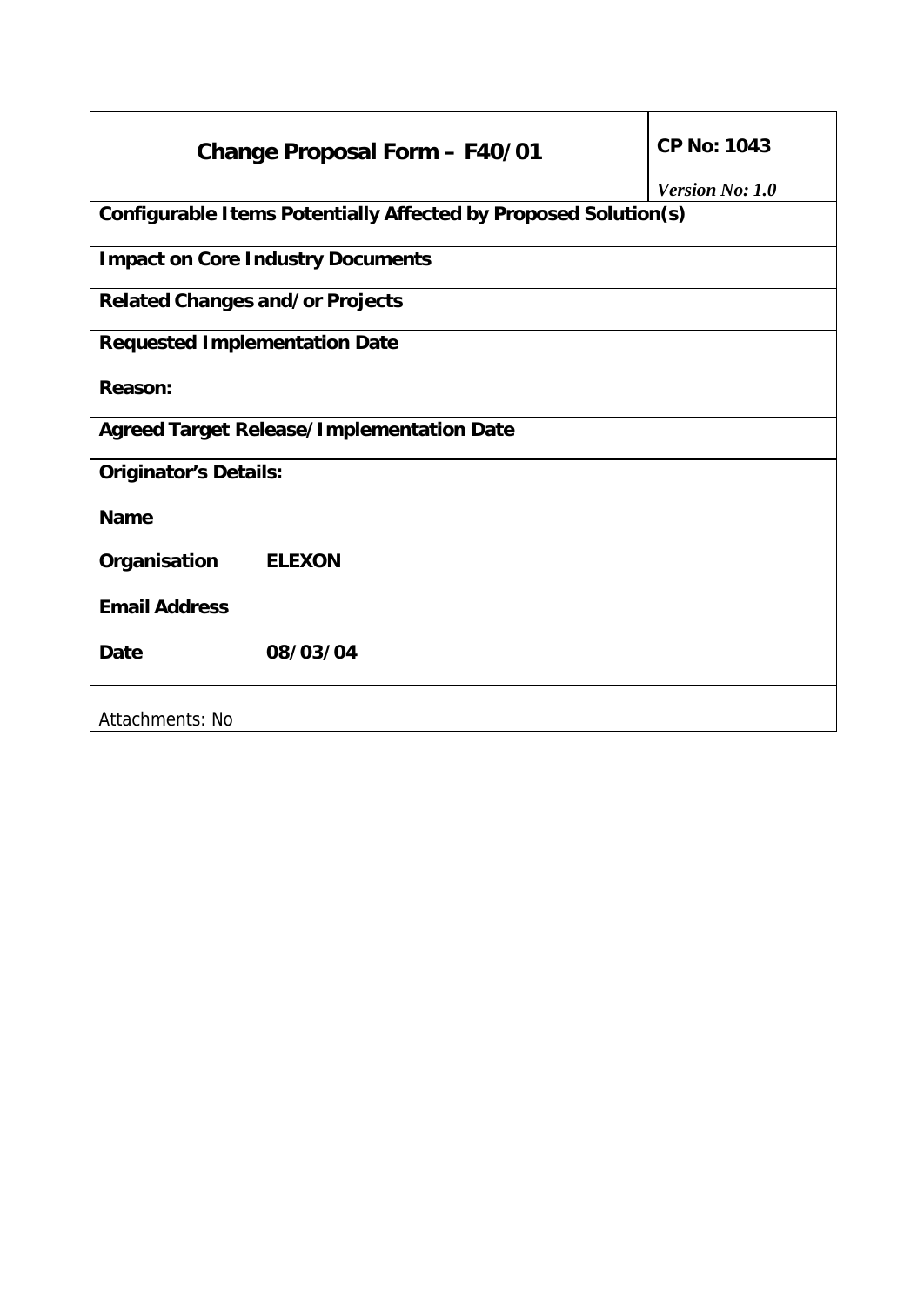| Change Proposal Form – F40/01 | CP No: 1043<br>*Version No: 1.0* |
|---|---|
| **Configurable Items Potentially Affected by Proposed Solution(s)** | |
| **Impact on Core Industry Documents** | |
| **Related Changes and/or Projects** | |
| **Requested Implementation Date**<br><br>**Reason:** | |
| **Agreed Target Release/Implementation Date** | |
| **Originator's Details:**<br><br>**Name**<br><br>**Organisation** **ELEXON**<br><br>**Email Address**<br><br>**Date** **08/03/04** | |
| Attachments: No | |